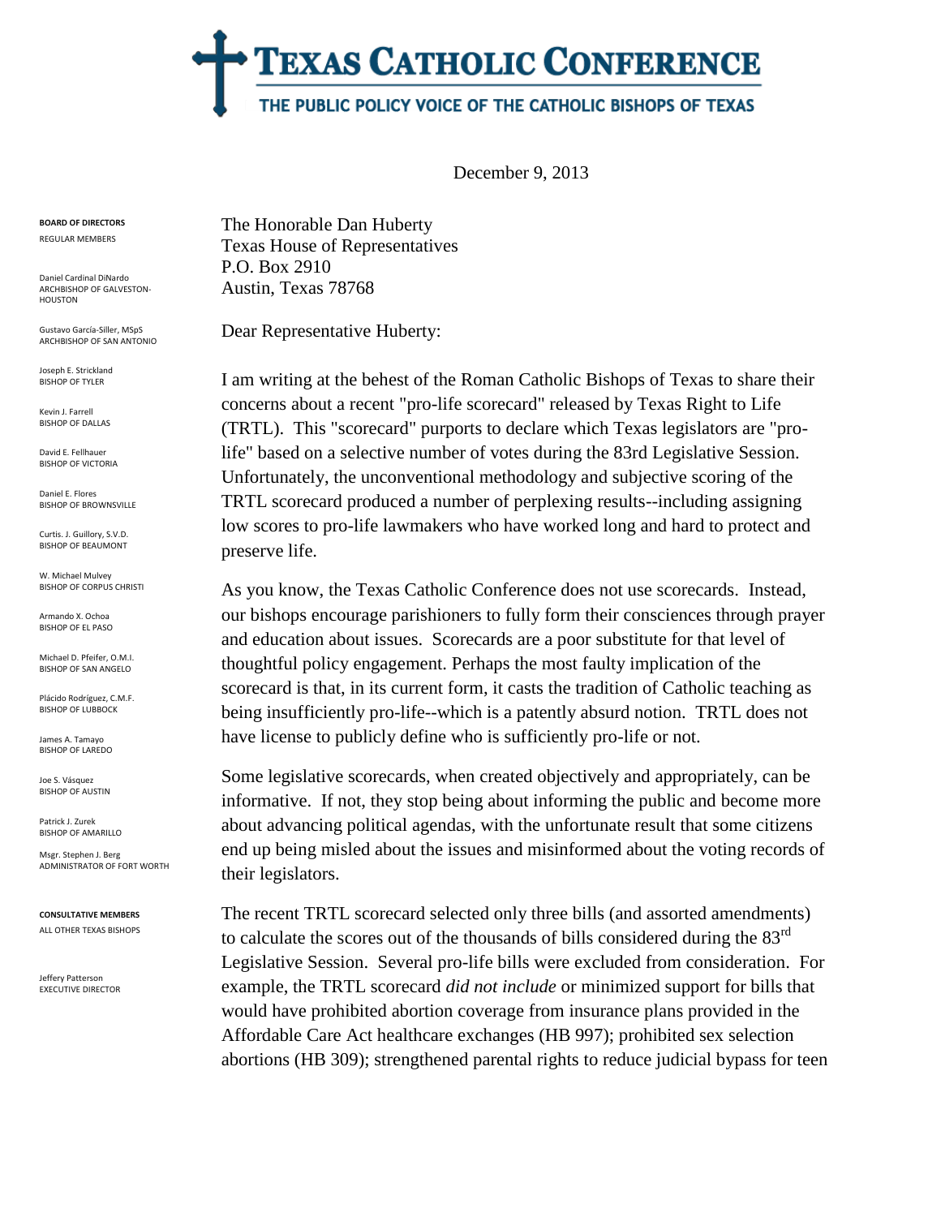# TEXAS CATHOLIC CONFERENCE

THE PUBLIC POLICY VOICE OF THE CATHOLIC BISHOPS OF TEXAS

December 9, 2013

**BOARD OF DIRECTORS**
REGULAR MEMBERS

Daniel Cardinal DiNardo
ARCHBISHOP OF GALVESTON-HOUSTON

Gustavo García-Siller, MSpS
ARCHBISHOP OF SAN ANTONIO

Joseph E. Strickland
BISHOP OF TYLER

Kevin J. Farrell
BISHOP OF DALLAS

David E. Fellhauer
BISHOP OF VICTORIA

Daniel E. Flores
BISHOP OF BROWNSVILLE

Curtis. J. Guillory, S.V.D.
BISHOP OF BEAUMONT

W. Michael Mulvey
BISHOP OF CORPUS CHRISTI

Armando X. Ochoa
BISHOP OF EL PASO

Michael D. Pfeifer, O.M.I.
BISHOP OF SAN ANGELO

Plácido Rodríguez, C.M.F.
BISHOP OF LUBBOCK

James A. Tamayo
BISHOP OF LAREDO

Joe S. Vásquez
BISHOP OF AUSTIN

Patrick J. Zurek
BISHOP OF AMARILLO

Msgr. Stephen J. Berg
ADMINISTRATOR OF FORT WORTH

**CONSULTATIVE MEMBERS**
ALL OTHER TEXAS BISHOPS

Jeffery Patterson
EXECUTIVE DIRECTOR

The Honorable Dan Huberty
Texas House of Representatives
P.O. Box 2910
Austin, Texas 78768

Dear Representative Huberty:

I am writing at the behest of the Roman Catholic Bishops of Texas to share their concerns about a recent "pro-life scorecard" released by Texas Right to Life (TRTL). This "scorecard" purports to declare which Texas legislators are "pro-life" based on a selective number of votes during the 83rd Legislative Session. Unfortunately, the unconventional methodology and subjective scoring of the TRTL scorecard produced a number of perplexing results--including assigning low scores to pro-life lawmakers who have worked long and hard to protect and preserve life.

As you know, the Texas Catholic Conference does not use scorecards. Instead, our bishops encourage parishioners to fully form their consciences through prayer and education about issues. Scorecards are a poor substitute for that level of thoughtful policy engagement. Perhaps the most faulty implication of the scorecard is that, in its current form, it casts the tradition of Catholic teaching as being insufficiently pro-life--which is a patently absurd notion. TRTL does not have license to publicly define who is sufficiently pro-life or not.

Some legislative scorecards, when created objectively and appropriately, can be informative. If not, they stop being about informing the public and become more about advancing political agendas, with the unfortunate result that some citizens end up being misled about the issues and misinformed about the voting records of their legislators.

The recent TRTL scorecard selected only three bills (and assorted amendments) to calculate the scores out of the thousands of bills considered during the 83rd Legislative Session. Several pro-life bills were excluded from consideration. For example, the TRTL scorecard *did not include* or minimized support for bills that would have prohibited abortion coverage from insurance plans provided in the Affordable Care Act healthcare exchanges (HB 997); prohibited sex selection abortions (HB 309); strengthened parental rights to reduce judicial bypass for teen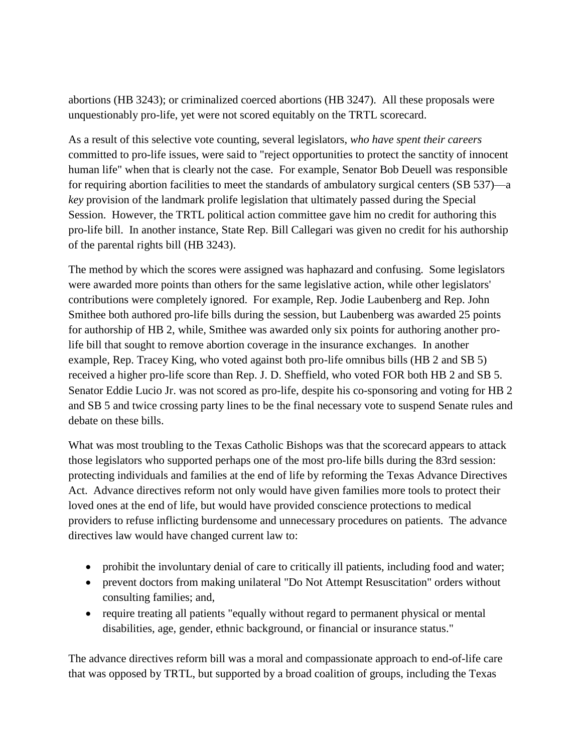abortions (HB 3243); or criminalized coerced abortions (HB 3247). All these proposals were unquestionably pro-life, yet were not scored equitably on the TRTL scorecard.

As a result of this selective vote counting, several legislators, *who have spent their careers* committed to pro-life issues, were said to "reject opportunities to protect the sanctity of innocent human life" when that is clearly not the case. For example, Senator Bob Deuell was responsible for requiring abortion facilities to meet the standards of ambulatory surgical centers (SB 537)—a *key* provision of the landmark prolife legislation that ultimately passed during the Special Session. However, the TRTL political action committee gave him no credit for authoring this pro-life bill. In another instance, State Rep. Bill Callegari was given no credit for his authorship of the parental rights bill (HB 3243).

The method by which the scores were assigned was haphazard and confusing. Some legislators were awarded more points than others for the same legislative action, while other legislators' contributions were completely ignored. For example, Rep. Jodie Laubenberg and Rep. John Smithee both authored pro-life bills during the session, but Laubenberg was awarded 25 points for authorship of HB 2, while, Smithee was awarded only six points for authoring another pro-life bill that sought to remove abortion coverage in the insurance exchanges. In another example, Rep. Tracey King, who voted against both pro-life omnibus bills (HB 2 and SB 5) received a higher pro-life score than Rep. J. D. Sheffield, who voted FOR both HB 2 and SB 5. Senator Eddie Lucio Jr. was not scored as pro-life, despite his co-sponsoring and voting for HB 2 and SB 5 and twice crossing party lines to be the final necessary vote to suspend Senate rules and debate on these bills.

What was most troubling to the Texas Catholic Bishops was that the scorecard appears to attack those legislators who supported perhaps one of the most pro-life bills during the 83rd session: protecting individuals and families at the end of life by reforming the Texas Advance Directives Act. Advance directives reform not only would have given families more tools to protect their loved ones at the end of life, but would have provided conscience protections to medical providers to refuse inflicting burdensome and unnecessary procedures on patients. The advance directives law would have changed current law to:

- prohibit the involuntary denial of care to critically ill patients, including food and water;
- prevent doctors from making unilateral "Do Not Attempt Resuscitation" orders without consulting families; and,
- require treating all patients "equally without regard to permanent physical or mental disabilities, age, gender, ethnic background, or financial or insurance status."

The advance directives reform bill was a moral and compassionate approach to end-of-life care that was opposed by TRTL, but supported by a broad coalition of groups, including the Texas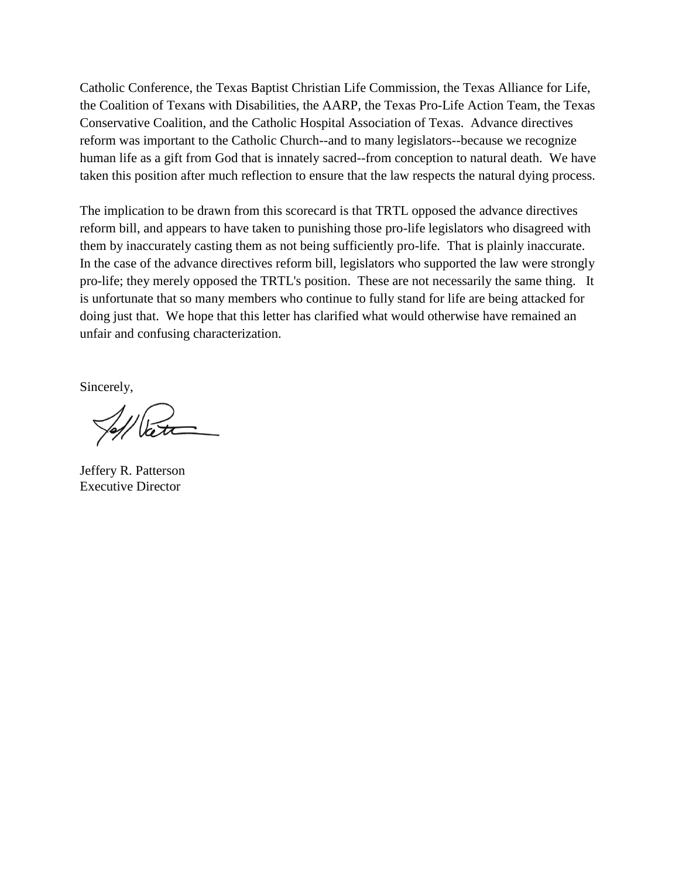Catholic Conference, the Texas Baptist Christian Life Commission, the Texas Alliance for Life, the Coalition of Texans with Disabilities, the AARP, the Texas Pro-Life Action Team, the Texas Conservative Coalition, and the Catholic Hospital Association of Texas. Advance directives reform was important to the Catholic Church--and to many legislators--because we recognize human life as a gift from God that is innately sacred--from conception to natural death. We have taken this position after much reflection to ensure that the law respects the natural dying process.

The implication to be drawn from this scorecard is that TRTL opposed the advance directives reform bill, and appears to have taken to punishing those pro-life legislators who disagreed with them by inaccurately casting them as not being sufficiently pro-life. That is plainly inaccurate. In the case of the advance directives reform bill, legislators who supported the law were strongly pro-life; they merely opposed the TRTL's position. These are not necessarily the same thing. It is unfortunate that so many members who continue to fully stand for life are being attacked for doing just that. We hope that this letter has clarified what would otherwise have remained an unfair and confusing characterization.

Sincerely,

Jeffery R. Patterson
Executive Director